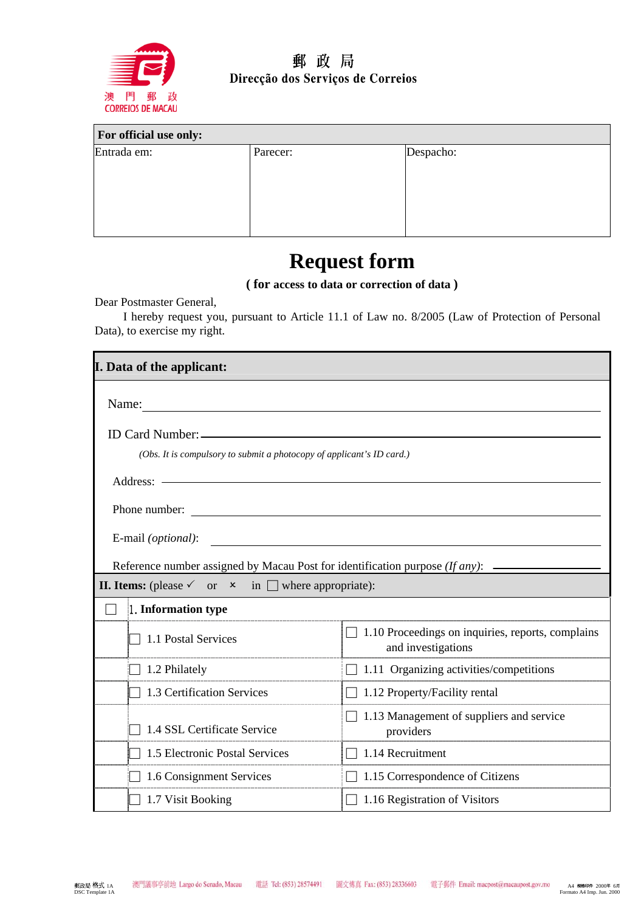郵 政 局

Direcção dos Serviços de Correios

| For official use only: | | |
|---|---|---|
| Entrada em: | Parecer: | Despacho: |

# Request form

**( for access to data or correction of data )**

Dear Postmaster General,

I hereby request you, pursuant to Article 11.1 of Law no. 8/2005 (Law of Protection of Personal Data), to exercise my right.

## I. Data of the applicant:

Name: \_\_\_\_\_\_\_\_\_\_\_\_\_\_\_\_\_\_\_\_\_\_\_\_\_\_\_\_\_\_\_\_\_\_\_\_\_\_\_\_

ID Card Number: \_\_\_\_\_\_\_\_\_\_\_\_\_\_\_\_\_\_\_\_\_\_\_\_\_\_\_\_\_\_\_\_\_\_\_\_\_\_\_\_

*(Obs. It is compulsory to submit a photocopy of applicant's ID card.)*

Address: \_\_\_\_\_\_\_\_\_\_\_\_\_\_\_\_\_\_\_\_\_\_\_\_\_\_\_\_\_\_\_\_\_\_\_\_\_\_\_\_

Phone number: \_\_\_\_\_\_\_\_\_\_\_\_\_\_\_\_\_\_\_\_\_\_\_\_\_\_\_\_\_\_\_\_\_\_\_\_\_\_\_\_

E-mail *(optional)*: \_\_\_\_\_\_\_\_\_\_\_\_\_\_\_\_\_\_\_\_\_\_\_\_\_\_\_\_\_\_\_\_\_\_\_\_\_\_\_\_

Reference number assigned by Macau Post for identification purpose *(If any)*: \_\_\_\_\_\_\_\_\_\_\_\_

## II. Items: (please ✓ or × in ☐ where appropriate):

| ☐ | **1. Information type** | |
|---|---|---|
| | ☐ 1.1 Postal Services | ☐ 1.10 Proceedings on inquiries, reports, complains and investigations |
| | ☐ 1.2 Philately | ☐ 1.11 Organizing activities/competitions |
| | ☐ 1.3 Certification Services | ☐ 1.12 Property/Facility rental |
| | ☐ 1.4 SSL Certificate Service | ☐ 1.13 Management of suppliers and service providers |
| | ☐ 1.5 Electronic Postal Services | ☐ 1.14 Recruitment |
| | ☐ 1.6 Consignment Services | ☐ 1.15 Correspondence of Citizens |
| | ☐ 1.7 Visit Booking | ☐ 1.16 Registration of Visitors |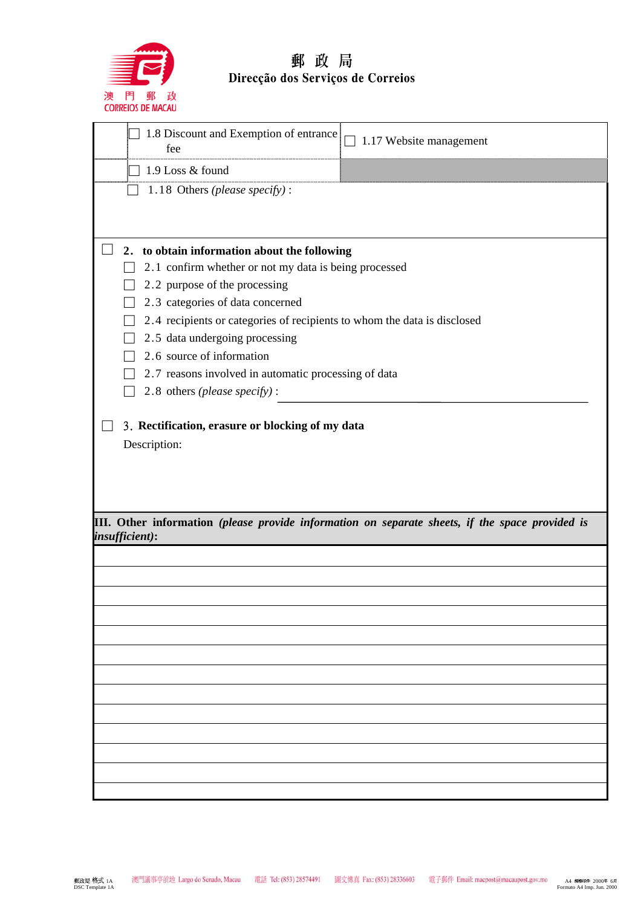郵 政 局

Direcção dos Serviços de Correios

| ☐ 1.8 Discount and Exemption of entrance fee | ☐ 1.17 Website management |
|---|---|
| ☐ 1.9 Loss & found | |

☐ 1.18 Others *(please specify)* :

☐ **2. to obtain information about the following**

- ☐ 2.1 confirm whether or not my data is being processed
- ☐ 2.2 purpose of the processing
- ☐ 2.3 categories of data concerned
- ☐ 2.4 recipients or categories of recipients to whom the data is disclosed
- ☐ 2.5 data undergoing processing
- ☐ 2.6 source of information
- ☐ 2.7 reasons involved in automatic processing of data
- ☐ 2.8 others *(please specify)* : ______________________________

☐ **3. Rectification, erasure or blocking of my data**

Description:

**III. Other information** ***(please provide information on separate sheets, if the space provided is insufficient)*****:**

_____________________________________________

_____________________________________________

_____________________________________________

_____________________________________________

_____________________________________________

_____________________________________________

_____________________________________________

_____________________________________________

_____________________________________________

_____________________________________________

_____________________________________________

_____________________________________________

郵政局 格式 1A
DSC Template 1A

澳門議事亭前地 Largo do Senado, Macau 電話 Tel: (853) 28574491 圖文傳真 Fax: (853) 28336603 電子郵件 Email: macpost@macaupost.gov.mo

A4 機構印件 2000年 6月
Formato A4 Imp. Jun. 2000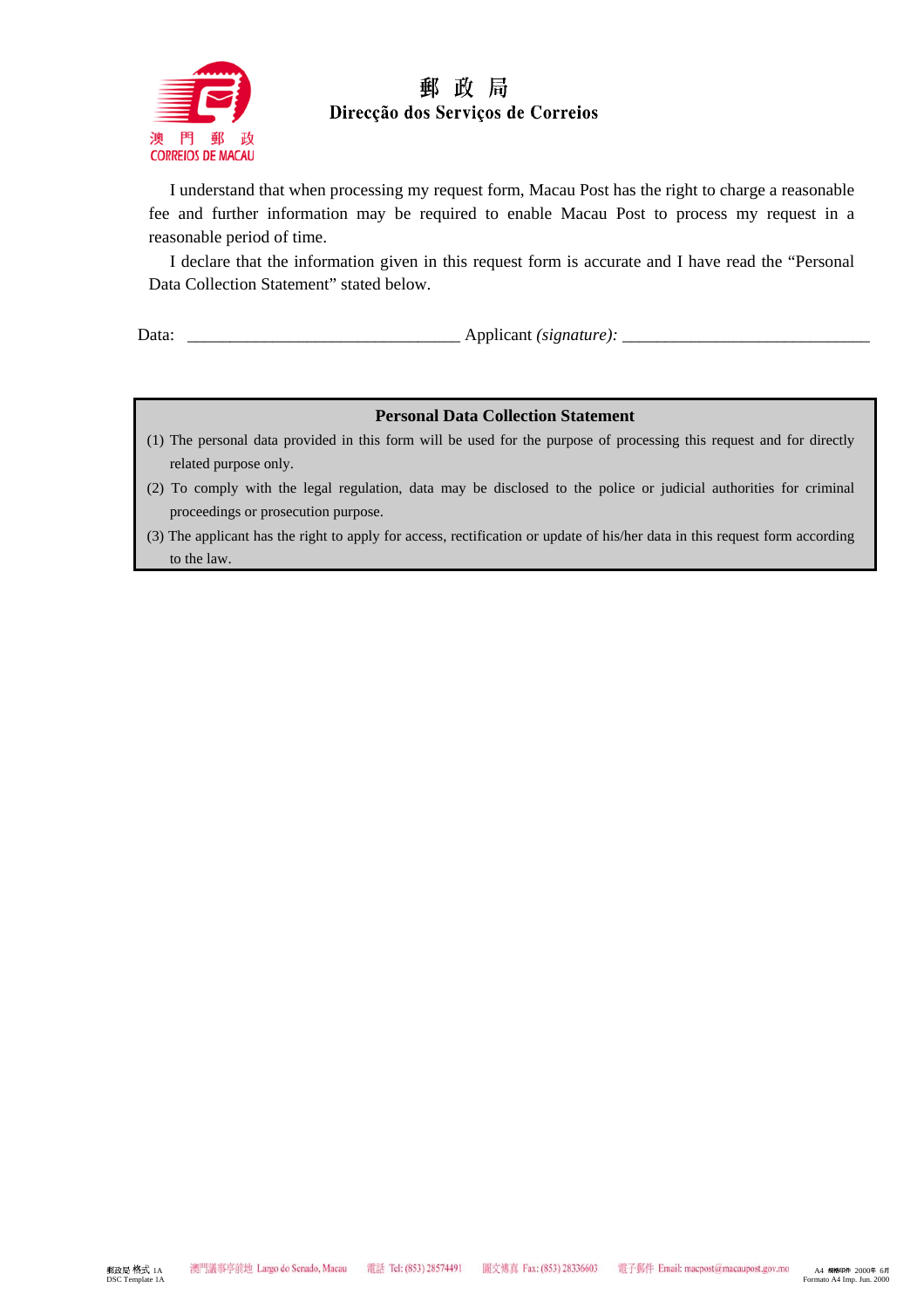郵 政 局

Direcção dos Serviços de Correios

I understand that when processing my request form, Macau Post has the right to charge a reasonable fee and further information may be required to enable Macau Post to process my request in a reasonable period of time.

I declare that the information given in this request form is accurate and I have read the “Personal Data Collection Statement” stated below.

Data: ________________________________ Applicant *(signature)*: ______________________________

**Personal Data Collection Statement**

(1) The personal data provided in this form will be used for the purpose of processing this request and for directly related purpose only.

(2) To comply with the legal regulation, data may be disclosed to the police or judicial authorities for criminal proceedings or prosecution purpose.

(3) The applicant has the right to apply for access, rectification or update of his/her data in this request form according to the law.